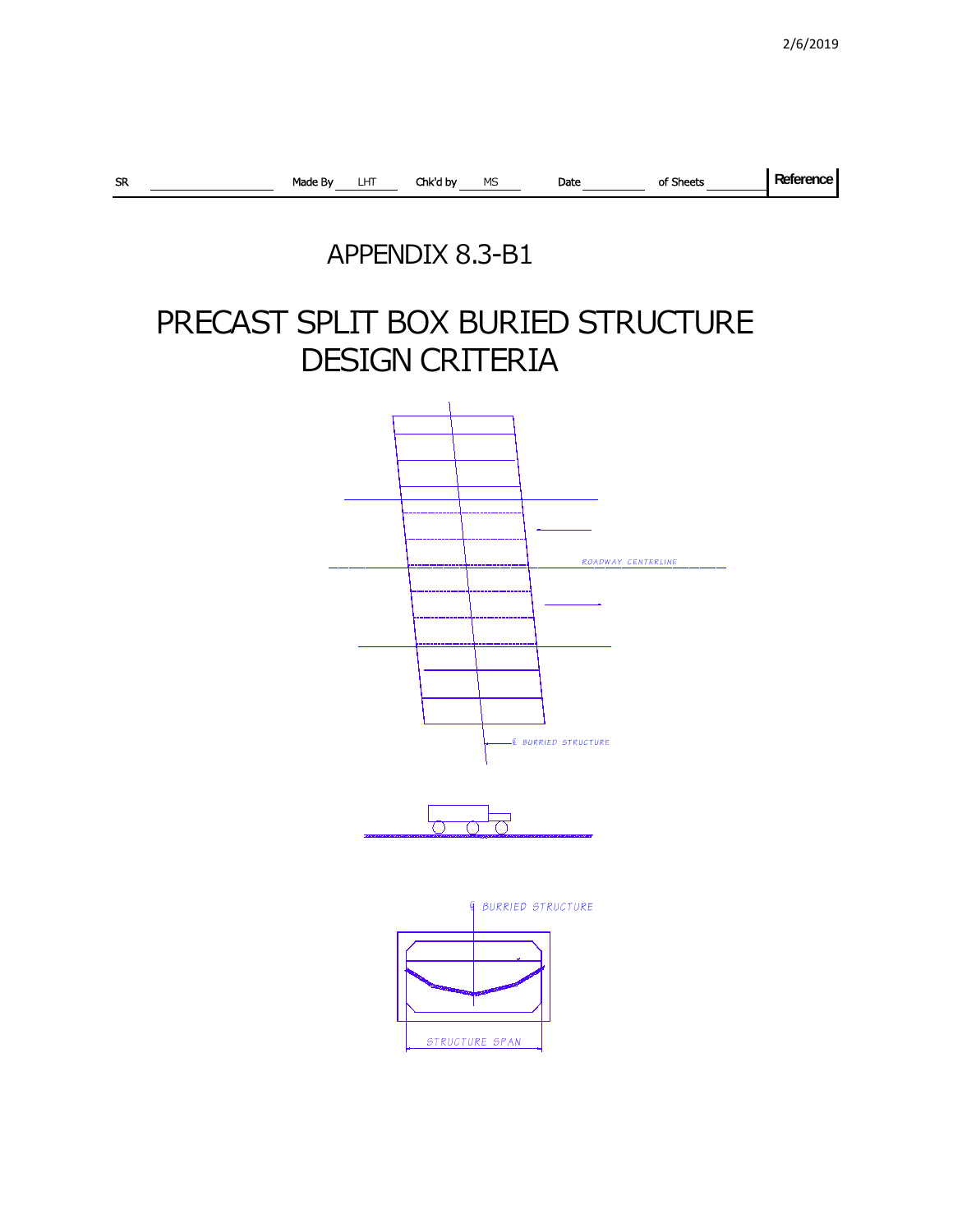| SR | | Made By | LHT | Chk'd by | MS | Date | | of Sheets | | Reference |
|---|---|---|---|---|---|---|---|---|---|---|

# APPENDIX 8.3-B1

# PRECAST SPLIT BOX BURIED STRUCTURE DESIGN CRITERIA

ROADWAY CENTERLINE

℄ BURRIED STRUCTURE

℄ BURRIED STRUCTURE

STRUCTURE SPAN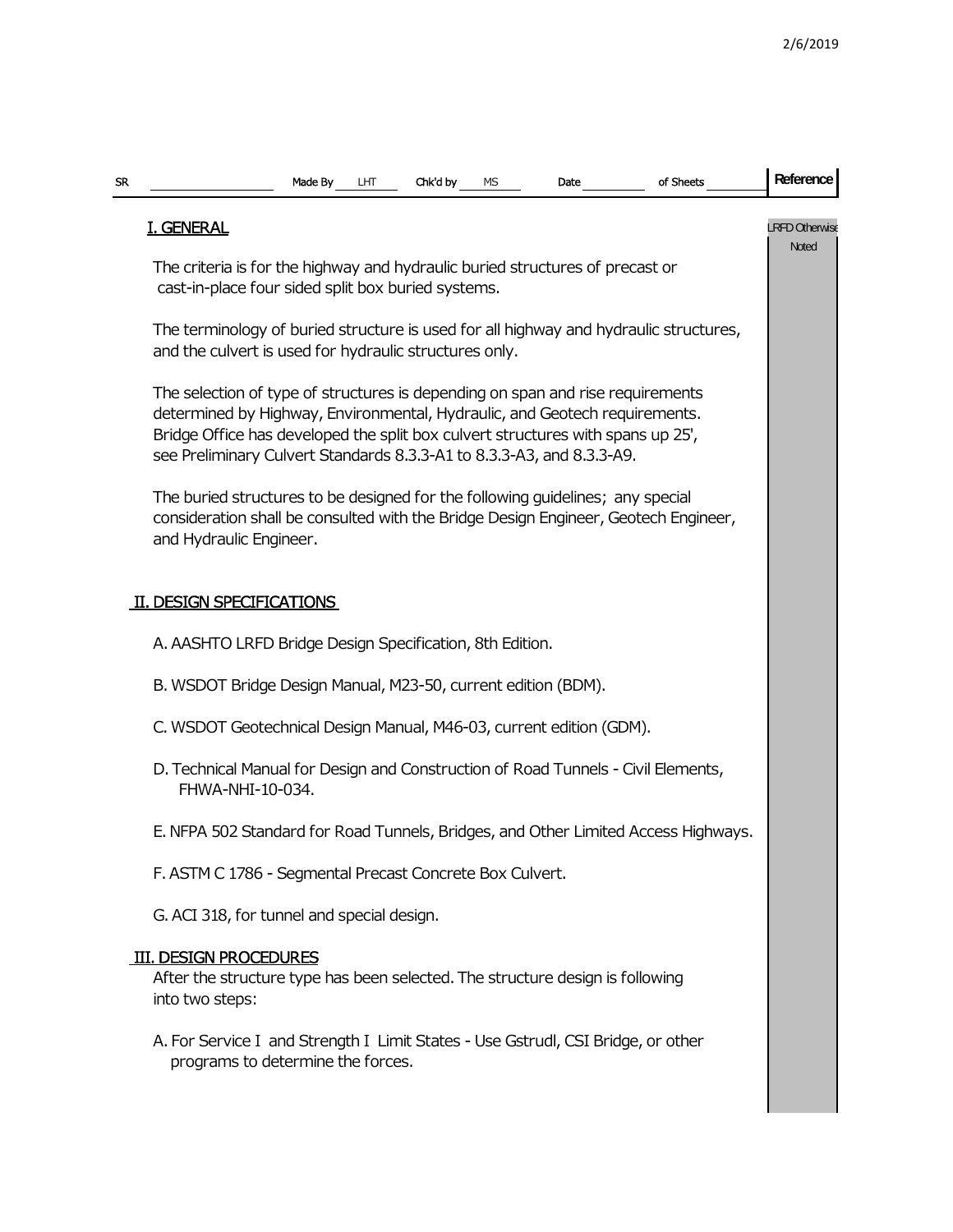| SR | | Made By | LHT | Chk'd by | MS | Date | | of Sheets | | Reference |
|---|---|---|---|---|---|---|---|---|---|---|

LRFD Otherwise Noted

## I. GENERAL

The criteria is for the highway and hydraulic buried structures of precast or cast-in-place four sided split box buried systems.

The terminology of buried structure is used for all highway and hydraulic structures, and the culvert is used for hydraulic structures only.

The selection of type of structures is depending on span and rise requirements determined by Highway, Environmental, Hydraulic, and Geotech requirements. Bridge Office has developed the split box culvert structures with spans up 25', see Preliminary Culvert Standards 8.3.3-A1 to 8.3.3-A3, and 8.3.3-A9.

The buried structures to be designed for the following guidelines; any special consideration shall be consulted with the Bridge Design Engineer, Geotech Engineer, and Hydraulic Engineer.

## II. DESIGN SPECIFICATIONS

A. AASHTO LRFD Bridge Design Specification, 8th Edition.

B. WSDOT Bridge Design Manual, M23-50, current edition (BDM).

C. WSDOT Geotechnical Design Manual, M46-03, current edition (GDM).

D. Technical Manual for Design and Construction of Road Tunnels - Civil Elements, FHWA-NHI-10-034.

E. NFPA 502 Standard for Road Tunnels, Bridges, and Other Limited Access Highways.

F. ASTM C 1786 - Segmental Precast Concrete Box Culvert.

G. ACI 318, for tunnel and special design.

## III. DESIGN PROCEDURES

After the structure type has been selected. The structure design is following into two steps:

A. For Service I and Strength I Limit States - Use Gstrudl, CSI Bridge, or other programs to determine the forces.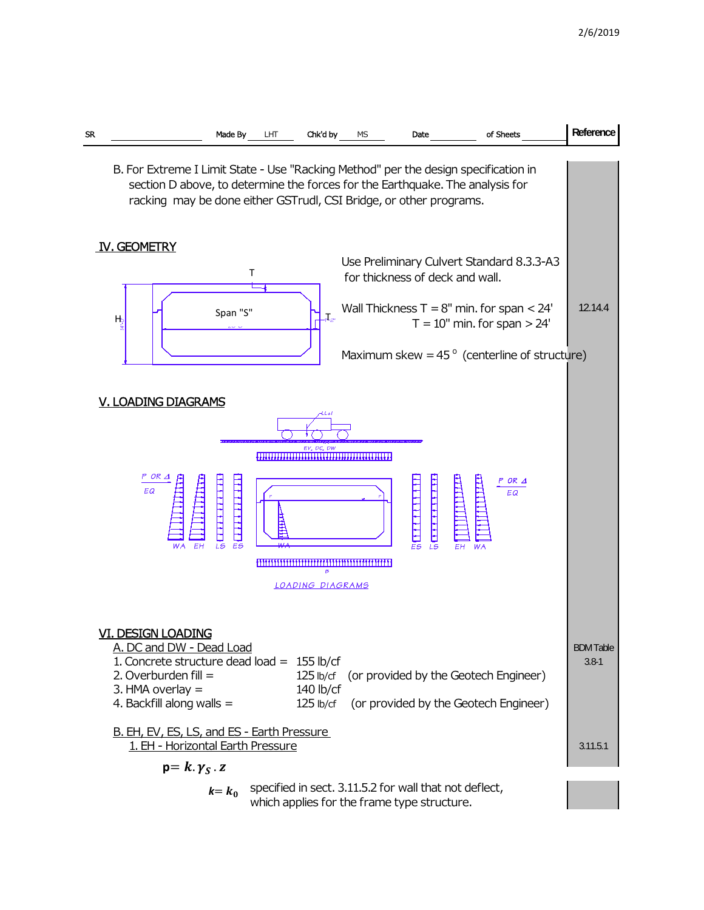SR ______ Made By LHT Chk'd by MS Date ______ of Sheets ______ | Reference

B. For Extreme I Limit State - Use "Racking Method" per the design specification in section D above, to determine the forces for the Earthquake. The analysis for racking may be done either GSTrudl, CSI Bridge, or other programs.

## IV. GEOMETRY

Use Preliminary Culvert Standard 8.3.3-A3 for thickness of deck and wall.

Wall Thickness T = 8" min. for span < 24' (12.14.4)
T = 10" min. for span > 24'

Maximum skew = 45 ° (centerline of structure)

## V. LOADING DIAGRAMS

LOADING DIAGRAMS

## VI. DESIGN LOADING

### A. DC and DW - Dead Load

(BDM Table 3.8-1)

1. Concrete structure dead load = 155 lb/cf
2. Overburden fill = 125 lb/cf (or provided by the Geotech Engineer)
3. HMA overlay = 140 lb/cf
4. Backfill along walls = 125 lb/cf (or provided by the Geotech Engineer)

### B. EH, EV, ES, LS, and ES - Earth Pressure

#### 1. EH - Horizontal Earth Pressure

(3.11.5.1)

$$p = k.\gamma_S.z$$

$k = k_0$ specified in sect. 3.11.5.2 for wall that not deflect, which applies for the frame type structure.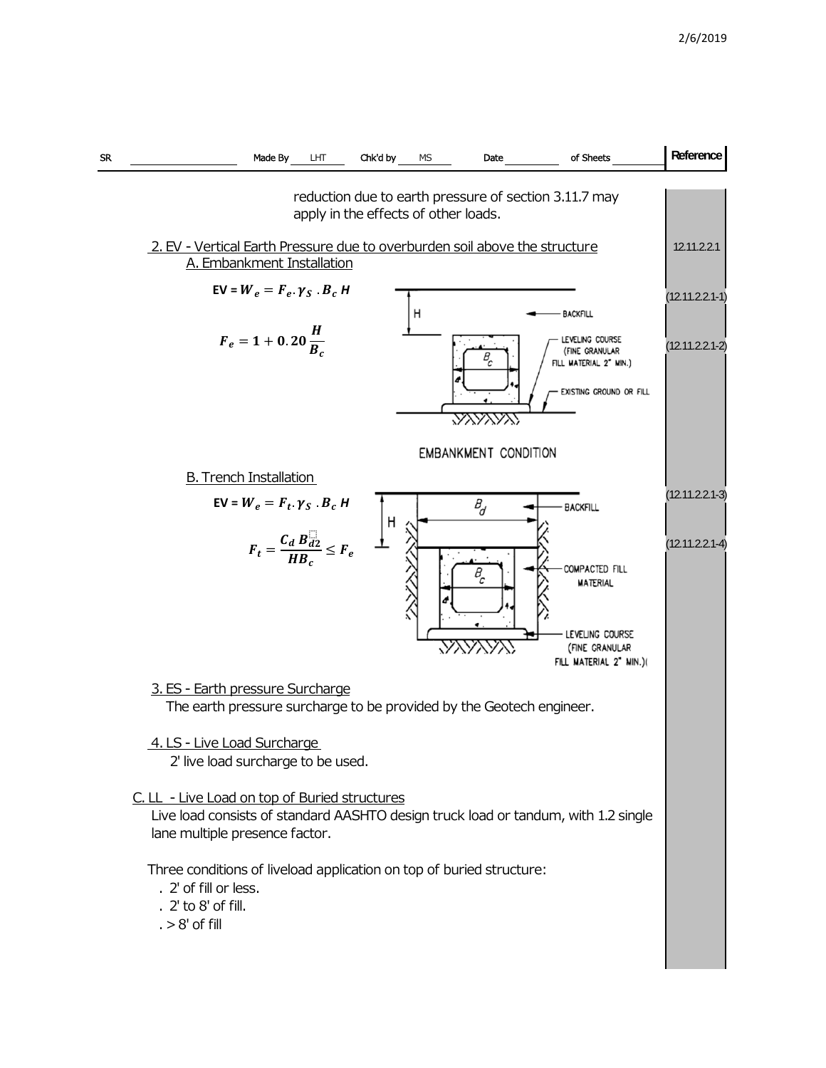reduction due to earth pressure of section 3.11.7 may apply in the effects of other loads.

## 2. EV - Vertical Earth Pressure due to overburden soil above the structure (12.11.2.2.1)

### A. Embankment Installation

$$EV = W_e = F_e \cdot \gamma_S \cdot B_c H \quad (12.11.2.2.1\text{-}1)$$

$$F_e = 1 + 0.20\frac{H}{B_c} \quad (12.11.2.2.1\text{-}2)$$

H — BACKFILL

LEVELING COURSE (FINE GRANULAR FILL MATERIAL 2" MIN.)

EXISTING GROUND OR FILL

EMBANKMENT CONDITION

### B. Trench Installation

$$EV = W_e = F_t \cdot \gamma_S \cdot B_c H \quad (12.11.2.2.1\text{-}3)$$

$$F_t = \frac{C_d B_{d2}}{HB_c} \leq F_e \quad (12.11.2.2.1\text{-}4)$$

$B_d$ — BACKFILL

COMPACTED FILL MATERIAL

LEVELING COURSE (FINE GRANULAR FILL MATERIAL 2" MIN.)

## 3. ES - Earth pressure Surcharge

The earth pressure surcharge to be provided by the Geotech engineer.

## 4. LS - Live Load Surcharge

2' live load surcharge to be used.

## C. LL - Live Load on top of Buried structures

Live load consists of standard AASHTO design truck load or tandum, with 1.2 single lane multiple presence factor.

Three conditions of liveload application on top of buried structure:

- 2' of fill or less.
- 2' to 8' of fill.
- > 8' of fill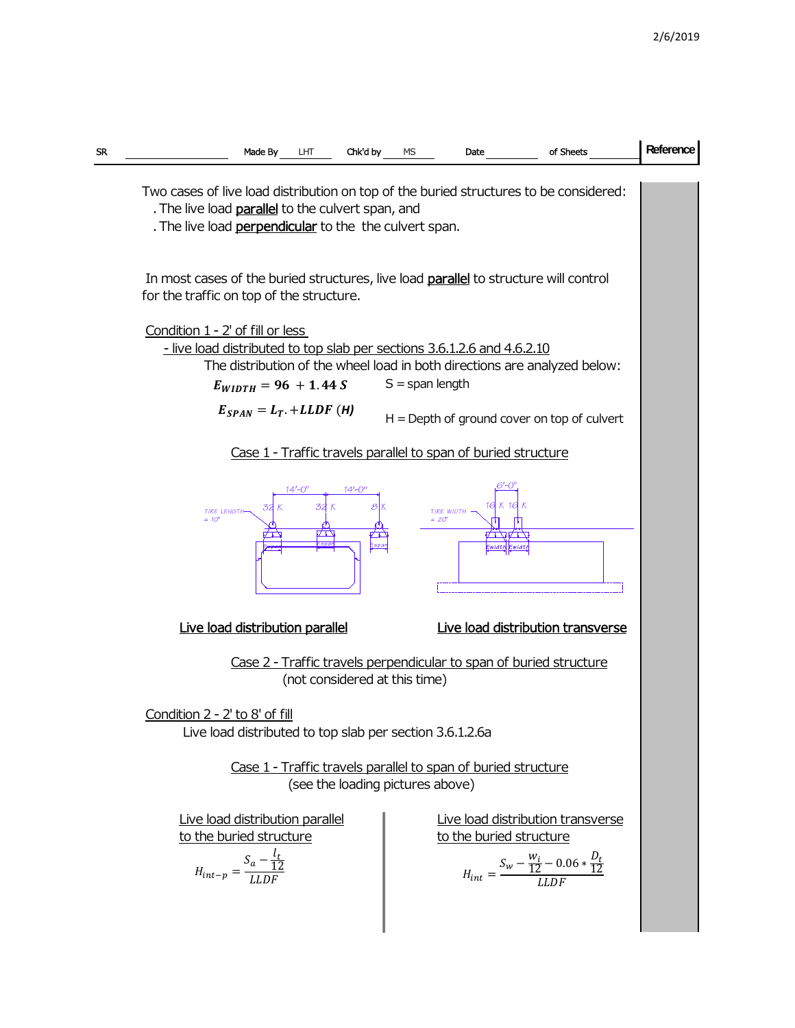2/6/2019

| SR | | Made By | LHT | Chk'd by | MS | Date | | of Sheets | | Reference |
|---|---|---|---|---|---|---|---|---|---|---|

Two cases of live load distribution on top of the buried structures to be considered:

. The live load parallel to the culvert span, and
. The live load perpendicular to the the culvert span.

In most cases of the buried structures, live load parallel to structure will control for the traffic on top of the structure.

Condition 1 - 2' of fill or less

- live load distributed to top slab per sections 3.6.1.2.6 and 4.6.2.10

The distribution of the wheel load in both directions are analyzed below:

$E_{WIDTH} = 96 + 1.44\,S$ S = span length

$E_{SPAN} = L_T. + LLDF\,(H)$ H = Depth of ground cover on top of culvert

Case 1 - Traffic travels parallel to span of buried structure

TIRE LENGTH = 10" 14'-0" 14'-0" 32 K 32 K 8 K Espan Espan Espan

TIRE WIDTH = 20" 6'-0" 16 K 16 K Ewidth Ewidth

Live load distribution parallel

Live load distribution transverse

Case 2 - Traffic travels perpendicular to span of buried structure
(not considered at this time)

Condition 2 - 2' to 8' of fill

Live load distributed to top slab per section 3.6.1.2.6a

Case 1 - Traffic travels parallel to span of buried structure
(see the loading pictures above)

Live load distribution parallel to the buried structure

$$H_{int-p} = \frac{S_a - \frac{l_t}{12}}{LLDF}$$

Live load distribution transverse to the buried structure

$$H_{int} = \frac{S_w - \frac{w_i}{12} - 0.06 * \frac{D_t}{12}}{LLDF}$$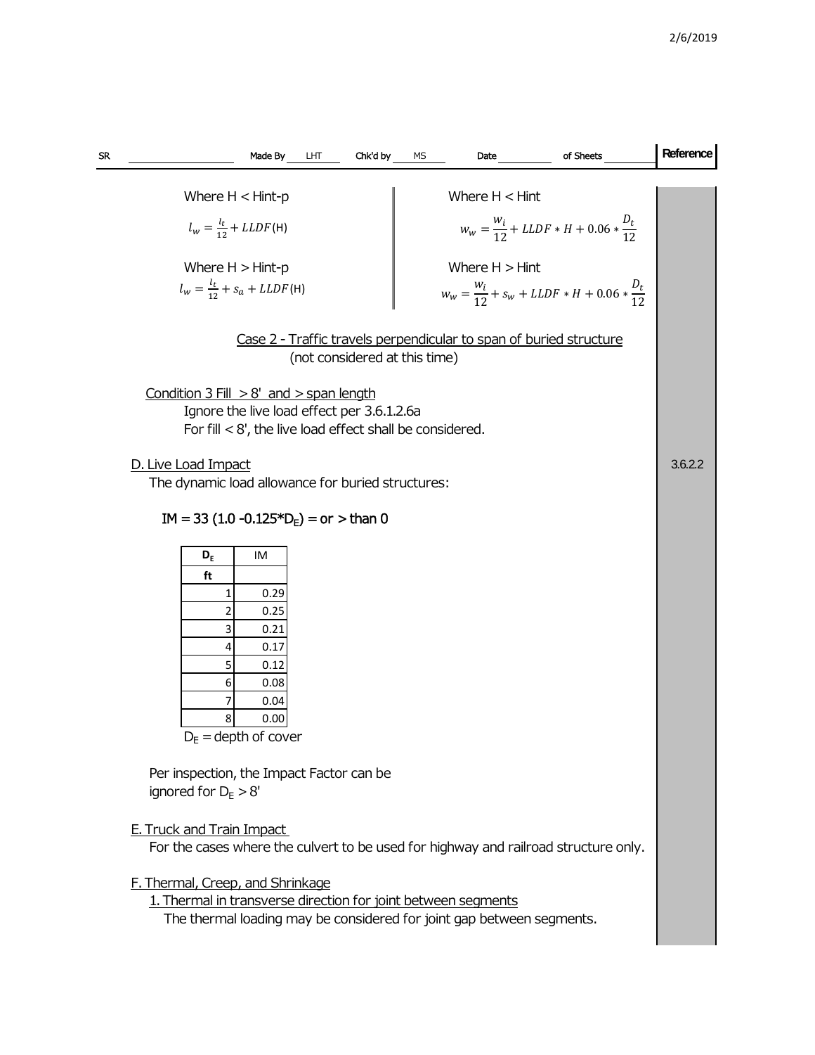Where H < Hint-p

$$l_w = \frac{l_t}{12} + LLDF(\text{H})$$

Where H > Hint-p

$$l_w = \frac{l_t}{12} + s_a + LLDF(\text{H})$$

Where H < Hint

$$w_w = \frac{w_i}{12} + LLDF * H + 0.06 * \frac{D_t}{12}$$

Where H > Hint

$$w_w = \frac{w_i}{12} + s_w + LLDF * H + 0.06 * \frac{D_t}{12}$$

Case 2 - Traffic travels perpendicular to span of buried structure (not considered at this time)

Condition 3 Fill > 8' and > span length

Ignore the live load effect per 3.6.1.2.6a

For fill < 8', the live load effect shall be considered.

D. Live Load Impact (Reference: 3.6.2.2)

The dynamic load allowance for buried structures:

$IM = 33 (1.0 - 0.125*D_E) =$ or > than 0

| $D_E$ | IM |
|---|---|
| ft | |
| 1 | 0.29 |
| 2 | 0.25 |
| 3 | 0.21 |
| 4 | 0.17 |
| 5 | 0.12 |
| 6 | 0.08 |
| 7 | 0.04 |
| 8 | 0.00 |

$D_E$ = depth of cover

Per inspection, the Impact Factor can be ignored for $D_E$ > 8'

E. Truck and Train Impact

For the cases where the culvert to be used for highway and railroad structure only.

F. Thermal, Creep, and Shrinkage

1. Thermal in transverse direction for joint between segments

The thermal loading may be considered for joint gap between segments.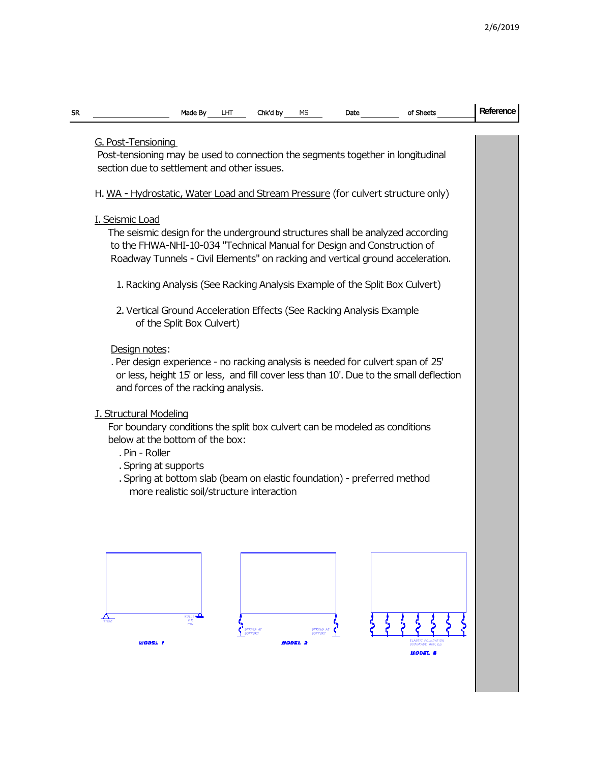## G. Post-Tensioning

Post-tensioning may be used to connection the segments together in longitudinal section due to settlement and other issues.

## H. WA - Hydrostatic, Water Load and Stream Pressure (for culvert structure only)

## I. Seismic Load

The seismic design for the underground structures shall be analyzed according to the FHWA-NHI-10-034 "Technical Manual for Design and Construction of Roadway Tunnels - Civil Elements" on racking and vertical ground acceleration.

1. Racking Analysis (See Racking Analysis Example of the Split Box Culvert)
2. Vertical Ground Acceleration Effects (See Racking Analysis Example of the Split Box Culvert)

Design notes:

. Per design experience - no racking analysis is needed for culvert span of 25' or less, height 15' or less, and fill cover less than 10'. Due to the small deflection and forces of the racking analysis.

## J. Structural Modeling

For boundary conditions the split box culvert can be modeled as conditions below at the bottom of the box:

. Pin - Roller
. Spring at supports
. Spring at bottom slab (beam on elastic foundation) - preferred method more realistic soil/structure interaction

HINGE | ROLLER OR PIN

MODEL 1

SPRING AT SUPPORT | SPRING AT SUPPORT

MODEL 2

ELASTIC FOUNDATION SUBGRADE MOD. KS

MODEL 3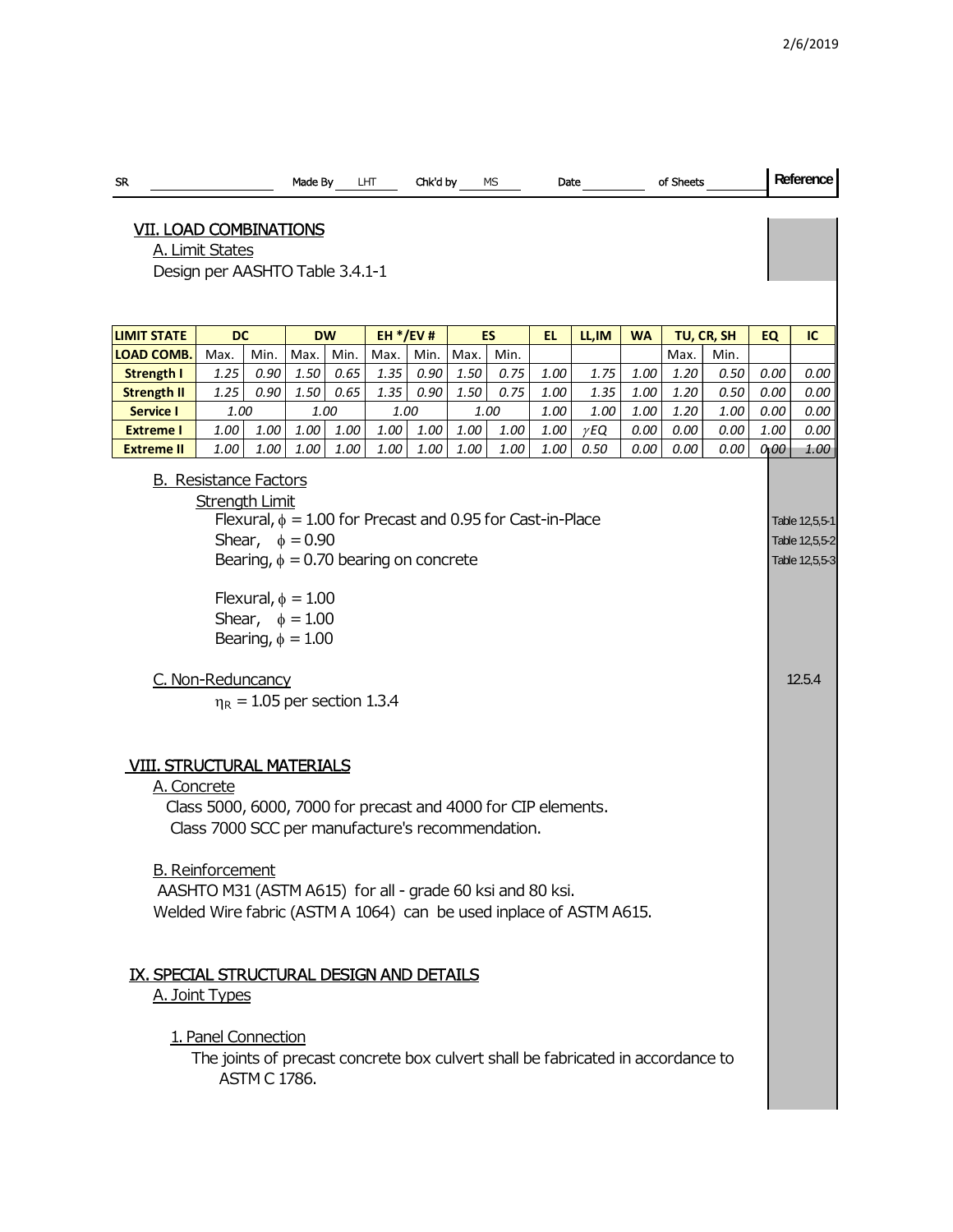| SR | | Made By | LHT | Chk'd by | MS | Date | | of Sheets | | Reference |
|---|---|---|---|---|---|---|---|---|---|---|

## VII. LOAD COMBINATIONS

### A. Limit States

Design per AASHTO Table 3.4.1-1

| LIMIT STATE | DC | | DW | | EH */EV # | | ES | | EL | LL,IM | WA | TU, CR, SH | | EQ | IC |
|---|---|---|---|---|---|---|---|---|---|---|---|---|---|---|---|
| LOAD COMB. | Max. | Min. | Max. | Min. | Max. | Min. | Max. | Min. | | | | Max. | Min. | | |
| Strength I | 1.25 | 0.90 | 1.50 | 0.65 | 1.35 | 0.90 | 1.50 | 0.75 | 1.00 | 1.75 | 1.00 | 1.20 | 0.50 | 0.00 | 0.00 |
| Strength II | 1.25 | 0.90 | 1.50 | 0.65 | 1.35 | 0.90 | 1.50 | 0.75 | 1.00 | 1.35 | 1.00 | 1.20 | 0.50 | 0.00 | 0.00 |
| Service I | 1.00 | | 1.00 | | 1.00 | | 1.00 | | 1.00 | 1.00 | 1.00 | 1.20 | 1.00 | 0.00 | 0.00 |
| Extreme I | 1.00 | 1.00 | 1.00 | 1.00 | 1.00 | 1.00 | 1.00 | 1.00 | 1.00 | $\gamma EQ$ | 0.00 | 0.00 | 0.00 | 1.00 | 0.00 |
| Extreme II | 1.00 | 1.00 | 1.00 | 1.00 | 1.00 | 1.00 | 1.00 | 1.00 | 1.00 | 0.50 | 0.00 | 0.00 | 0.00 | 0.00 | 1.00 |

### B. Resistance Factors

Strength Limit

Flexural, $\phi$ = 1.00 for Precast and 0.95 for Cast-in-Place — Table 12,5,5-1

Shear, $\phi$ = 0.90 — Table 12,5,5-2

Bearing, $\phi$ = 0.70 bearing on concrete — Table 12,5,5-3

Flexural, $\phi$ = 1.00

Shear, $\phi$ = 1.00

Bearing, $\phi$ = 1.00

### C. Non-Reduncancy — 12.5.4

$\eta_R$ = 1.05 per section 1.3.4

## VIII. STRUCTURAL MATERIALS

### A. Concrete

Class 5000, 6000, 7000 for precast and 4000 for CIP elements.
Class 7000 SCC per manufacture's recommendation.

### B. Reinforcement

AASHTO M31 (ASTM A615) for all - grade 60 ksi and 80 ksi.
Welded Wire fabric (ASTM A 1064) can be used inplace of ASTM A615.

## IX. SPECIAL STRUCTURAL DESIGN AND DETAILS

### A. Joint Types

#### 1. Panel Connection

The joints of precast concrete box culvert shall be fabricated in accordance to ASTM C 1786.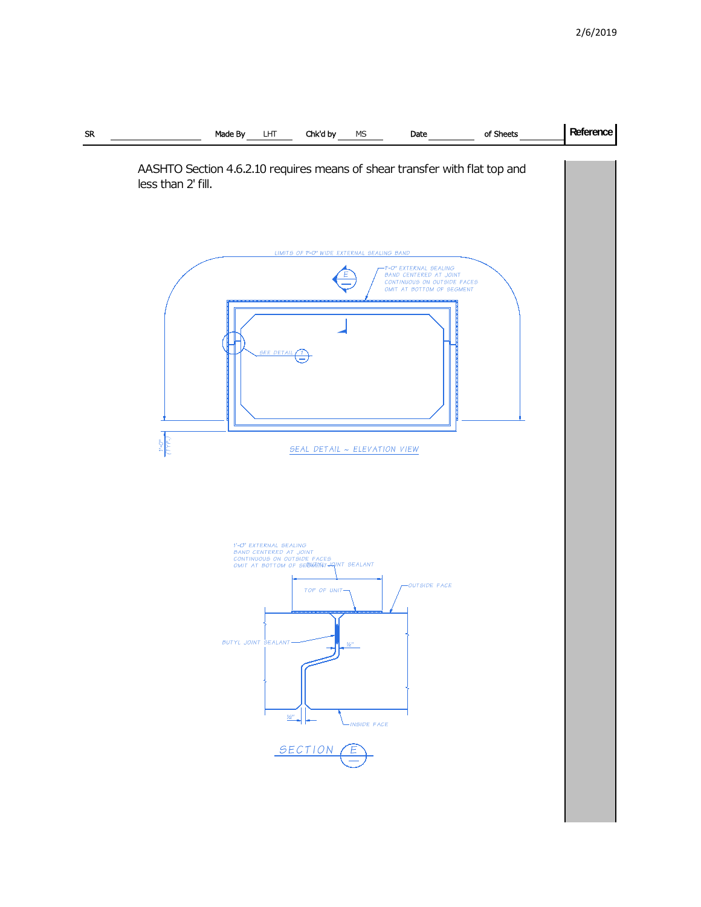| SR | | Made By | LHT | Chk'd by | MS | Date | | of Sheets | | Reference |
|---|---|---|---|---|---|---|---|---|---|---|

AASHTO Section 4.6.2.10 requires means of shear transfer with flat top and less than 2' fill.

LIMITS OF 1'-0" WIDE EXTERNAL SEALING BAND

1'-0" EXTERNAL SEALING BAND CENTERED AT JOINT CONTINUOUS ON OUTSIDE FACES OMIT AT BOTTOM OF SEGMENT

SEE DETAIL

1'-0" (TYP.)

SEAL DETAIL ~ ELEVATION VIEW

1'-0" EXTERNAL SEALING BAND CENTERED AT JOINT CONTINUOUS ON OUTSIDE FACES OMIT AT BOTTOM OF SEGMENT

BUTYL JOINT SEALANT

TOP OF UNIT

OUTSIDE FACE

BUTYL JOINT SEALANT

½"

½"

INSIDE FACE

SECTION E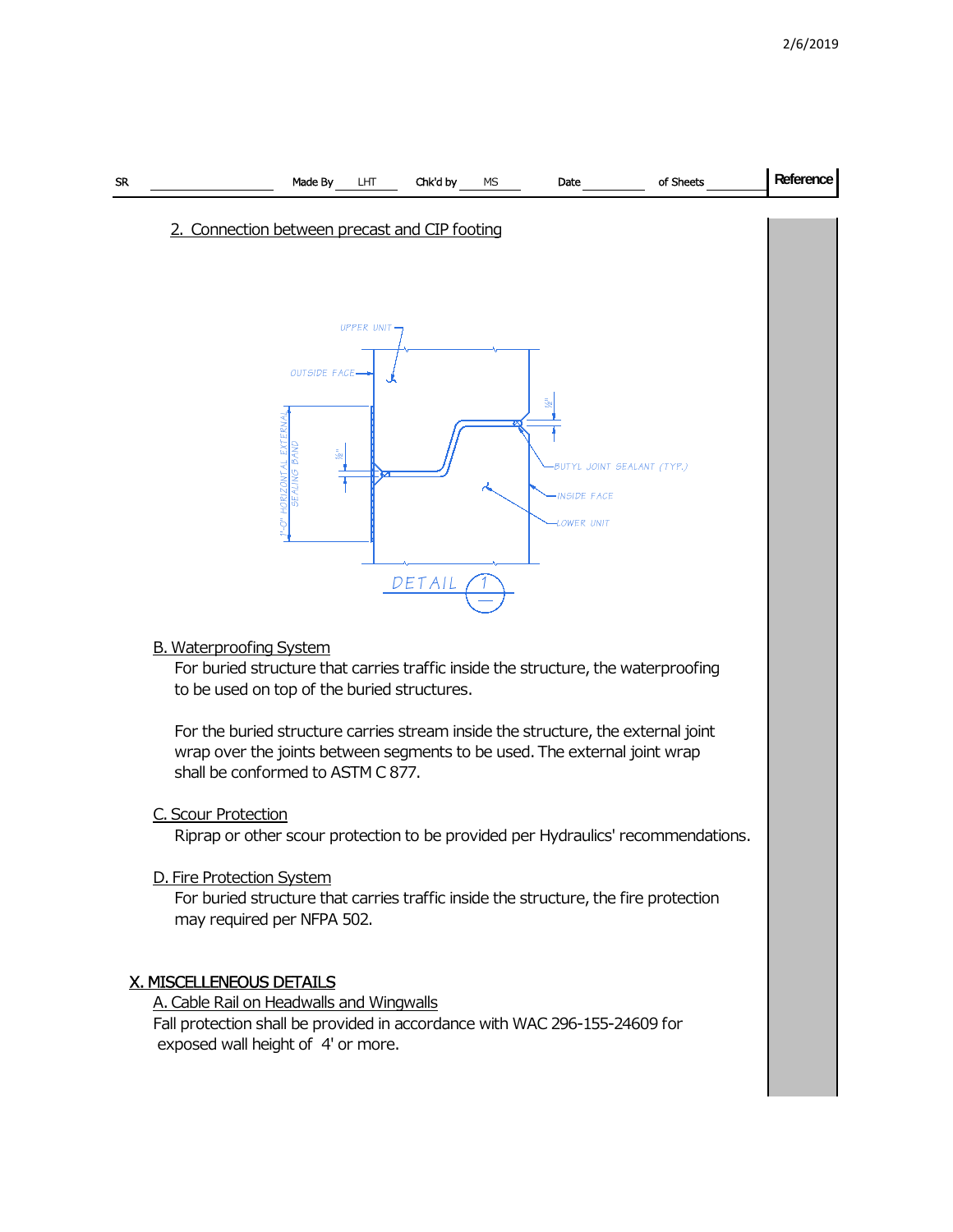SR Made By LHT Chk'd by MS Date of Sheets **Reference**

2. Connection between precast and CIP footing

UPPER UNIT
OUTSIDE FACE
1'-0" HORIZONTAL EXTERNAL SEALING BAND
BUTYL JOINT SEALANT (TYP.)
INSIDE FACE
LOWER UNIT
DETAIL 1

B. Waterproofing System

For buried structure that carries traffic inside the structure, the waterproofing to be used on top of the buried structures.

For the buried structure carries stream inside the structure, the external joint wrap over the joints between segments to be used. The external joint wrap shall be conformed to ASTM C 877.

C. Scour Protection

Riprap or other scour protection to be provided per Hydraulics' recommendations.

D. Fire Protection System

For buried structure that carries traffic inside the structure, the fire protection may required per NFPA 502.

## X. MISCELLENEOUS DETAILS

A. Cable Rail on Headwalls and Wingwalls

Fall protection shall be provided in accordance with WAC 296-155-24609 for exposed wall height of 4' or more.